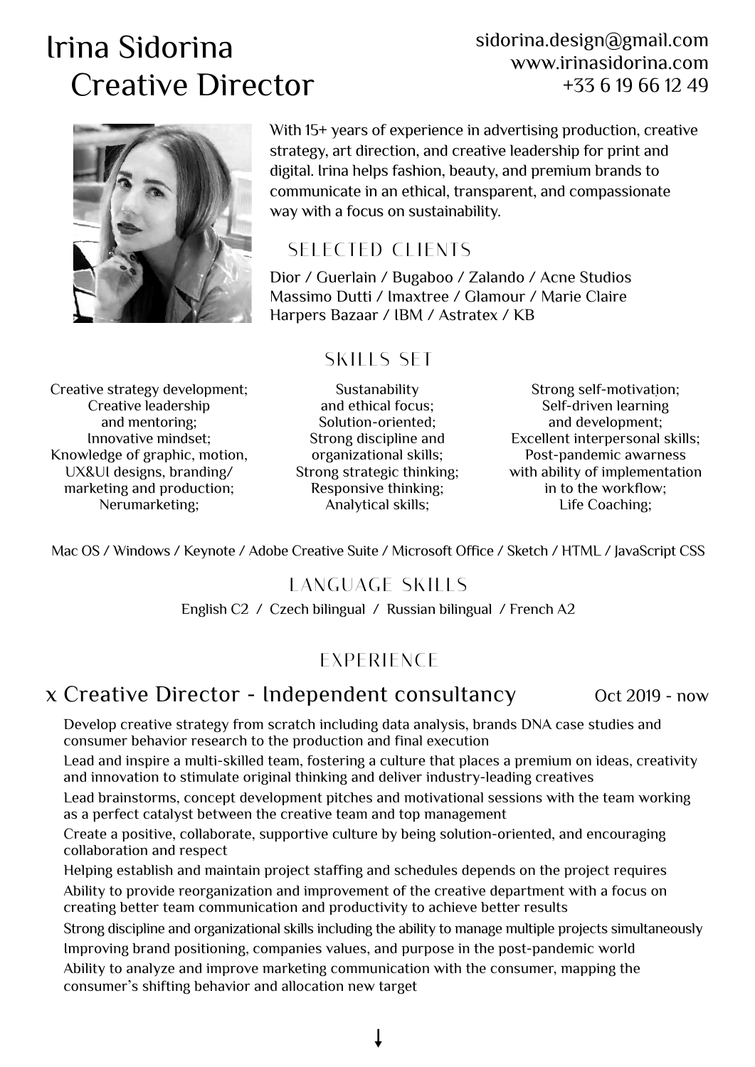# Irina Sidorina
## Creative Director

sidorina.design@gmail.com
www.irinasidorina.com
+33 6 19 66 12 49

With 15+ years of experience in advertising production, creative strategy, art direction, and creative leadership for print and digital. Irina helps fashion, beauty, and premium brands to communicate in an ethical, transparent, and compassionate way with a focus on sustainability.

## SELECTED CLIENTS

Dior / Guerlain / Bugaboo / Zalando / Acne Studios
Massimo Dutti / Imaxtree / Glamour / Marie Claire
Harpers Bazaar / IBM / Astratex / KB

## SKILLS SET

Creative strategy development;
Creative leadership and mentoring;
Innovative mindset;
Knowledge of graphic, motion, UX&UI designs, branding/marketing and production;
Nerumarketing;

Sustanability and ethical focus;
Solution-oriented;
Strong discipline and organizational skills;
Strong strategic thinking;
Responsive thinking;
Analytical skills;

Strong self-motivation;
Self-driven learning and development;
Excellent interpersonal skills;
Post-pandemic awarness with ability of implementation in to the workflow;
Life Coaching;

Mac OS / Windows / Keynote / Adobe Creative Suite / Microsoft Office / Sketch / HTML / JavaScript CSS

## LANGUAGE SKILLS

English C2 / Czech bilingual / Russian bilingual / French A2

## EXPERIENCE

### x Creative Director - Independent consultancy — Oct 2019 - now

- Develop creative strategy from scratch including data analysis, brands DNA case studies and consumer behavior research to the production and final execution
- Lead and inspire a multi-skilled team, fostering a culture that places a premium on ideas, creativity and innovation to stimulate original thinking and deliver industry-leading creatives
- Lead brainstorms, concept development pitches and motivational sessions with the team working as a perfect catalyst between the creative team and top management
- Create a positive, collaborate, supportive culture by being solution-oriented, and encouraging collaboration and respect
- Helping establish and maintain project staffing and schedules depends on the project requires
- Ability to provide reorganization and improvement of the creative department with a focus on creating better team communication and productivity to achieve better results
- Strong discipline and organizational skills including the ability to manage multiple projects simultaneously
- Improving brand positioning, companies values, and purpose in the post-pandemic world
- Ability to analyze and improve marketing communication with the consumer, mapping the consumer's shifting behavior and allocation new target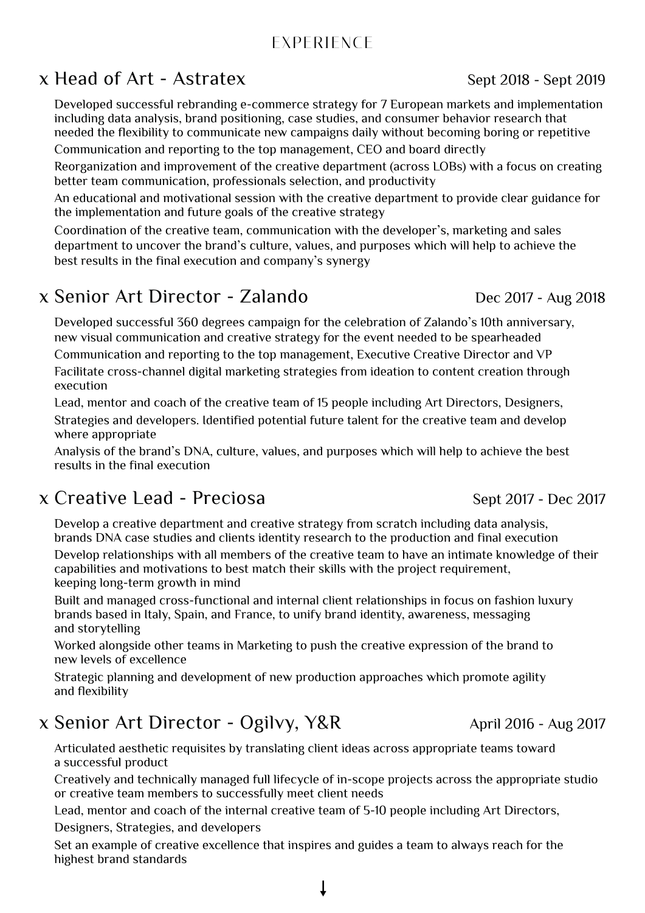## EXPERIENCE

### x Head of Art - Astratex

Sept 2018 - Sept 2019

- Developed successful rebranding e-commerce strategy for 7 European markets and implementation including data analysis, brand positioning, case studies, and consumer behavior research that needed the flexibility to communicate new campaigns daily without becoming boring or repetitive
- Communication and reporting to the top management, CEO and board directly
- Reorganization and improvement of the creative department (across LOBs) with a focus on creating better team communication, professionals selection, and productivity
- An educational and motivational session with the creative department to provide clear guidance for the implementation and future goals of the creative strategy
- Coordination of the creative team, communication with the developer's, marketing and sales department to uncover the brand's culture, values, and purposes which will help to achieve the best results in the final execution and company's synergy

### x Senior Art Director - Zalando

Dec 2017 - Aug 2018

- Developed successful 360 degrees campaign for the celebration of Zalando's 10th anniversary, new visual communication and creative strategy for the event needed to be spearheaded
- Communication and reporting to the top management, Executive Creative Director and VP
- Facilitate cross-channel digital marketing strategies from ideation to content creation through execution
- Lead, mentor and coach of the creative team of 15 people including Art Directors, Designers, Strategies and developers. Identified potential future talent for the creative team and develop where appropriate
- Analysis of the brand's DNA, culture, values, and purposes which will help to achieve the best results in the final execution

### x Creative Lead - Preciosa

Sept 2017 - Dec 2017

- Develop a creative department and creative strategy from scratch including data analysis, brands DNA case studies and clients identity research to the production and final execution
- Develop relationships with all members of the creative team to have an intimate knowledge of their capabilities and motivations to best match their skills with the project requirement, keeping long-term growth in mind
- Built and managed cross-functional and internal client relationships in focus on fashion luxury brands based in Italy, Spain, and France, to unify brand identity, awareness, messaging and storytelling
- Worked alongside other teams in Marketing to push the creative expression of the brand to new levels of excellence
- Strategic planning and development of new production approaches which promote agility and flexibility

### x Senior Art Director - Ogilvy, Y&R

April 2016 - Aug 2017

- Articulated aesthetic requisites by translating client ideas across appropriate teams toward a successful product
- Creatively and technically managed full lifecycle of in-scope projects across the appropriate studio or creative team members to successfully meet client needs
- Lead, mentor and coach of the internal creative team of 5-10 people including Art Directors, Designers, Strategies, and developers
- Set an example of creative excellence that inspires and guides a team to always reach for the highest brand standards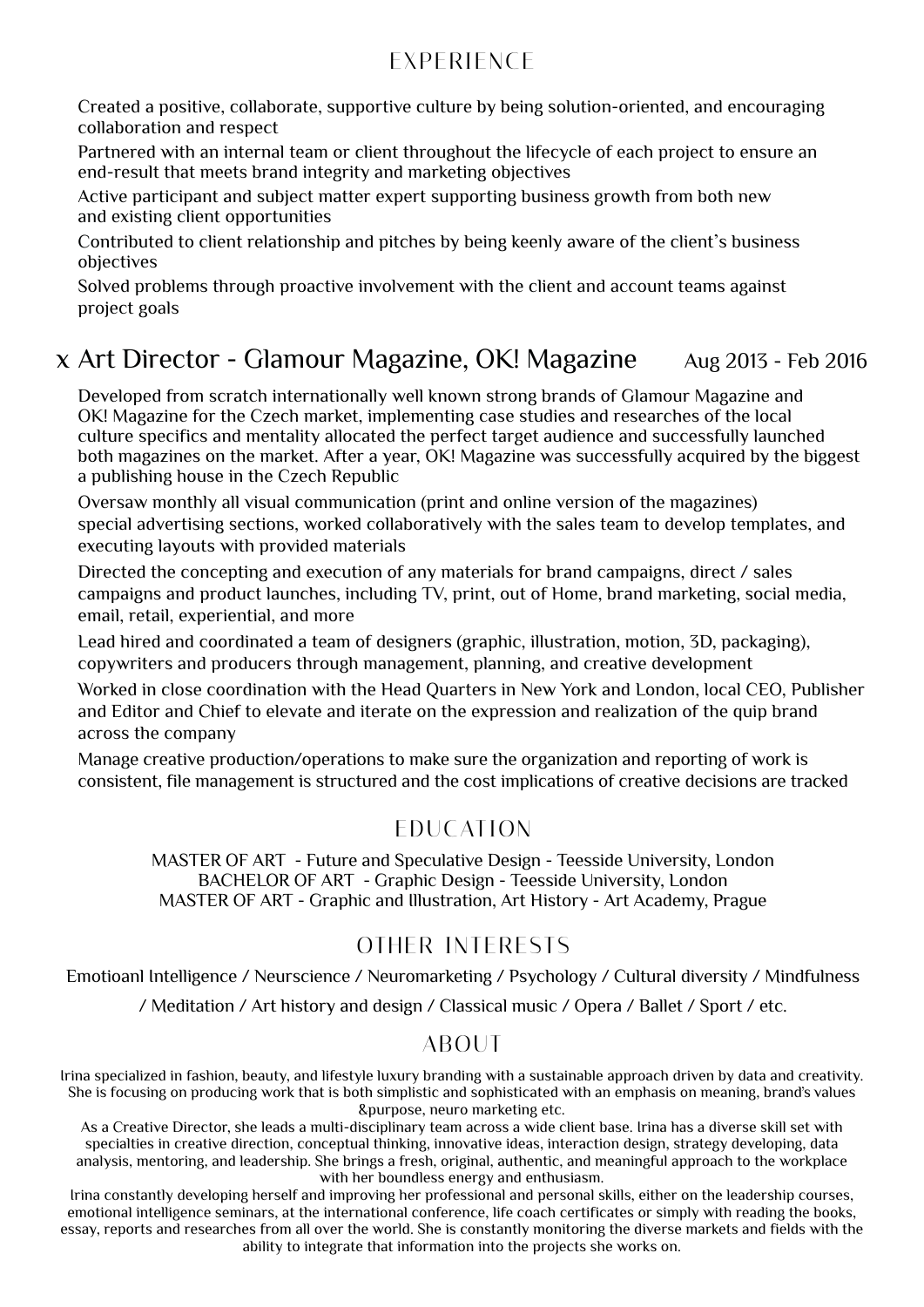## EXPERIENCE

- Created a positive, collaborate, supportive culture by being solution-oriented, and encouraging collaboration and respect
- Partnered with an internal team or client throughout the lifecycle of each project to ensure an end-result that meets brand integrity and marketing objectives
- Active participant and subject matter expert supporting business growth from both new and existing client opportunities
- Contributed to client relationship and pitches by being keenly aware of the client's business objectives
- Solved problems through proactive involvement with the client and account teams against project goals

### x Art Director - Glamour Magazine, OK! Magazine — Aug 2013 - Feb 2016

- Developed from scratch internationally well known strong brands of Glamour Magazine and OK! Magazine for the Czech market, implementing case studies and researches of the local culture specifics and mentality allocated the perfect target audience and successfully launched both magazines on the market. After a year, OK! Magazine was successfully acquired by the biggest a publishing house in the Czech Republic
- Oversaw monthly all visual communication (print and online version of the magazines) special advertising sections, worked collaboratively with the sales team to develop templates, and executing layouts with provided materials
- Directed the concepting and execution of any materials for brand campaigns, direct / sales campaigns and product launches, including TV, print, out of Home, brand marketing, social media, email, retail, experiential, and more
- Lead hired and coordinated a team of designers (graphic, illustration, motion, 3D, packaging), copywriters and producers through management, planning, and creative development
- Worked in close coordination with the Head Quarters in New York and London, local CEO, Publisher and Editor and Chief to elevate and iterate on the expression and realization of the quip brand across the company
- Manage creative production/operations to make sure the organization and reporting of work is consistent, file management is structured and the cost implications of creative decisions are tracked

## EDUCATION

MASTER OF ART - Future and Speculative Design - Teesside University, London
BACHELOR OF ART - Graphic Design - Teesside University, London
MASTER OF ART - Graphic and Illustration, Art History - Art Academy, Prague

## OTHER INTERESTS

Emotioanl Intelligence / Neurscience / Neuromarketing / Psychology / Cultural diversity / Mindfulness / Meditation / Art history and design / Classical music / Opera / Ballet / Sport / etc.

## ABOUT

Irina specialized in fashion, beauty, and lifestyle luxury branding with a sustainable approach driven by data and creativity. She is focusing on producing work that is both simplistic and sophisticated with an emphasis on meaning, brand's values &purpose, neuro marketing etc.
As a Creative Director, she leads a multi-disciplinary team across a wide client base. Irina has a diverse skill set with specialties in creative direction, conceptual thinking, innovative ideas, interaction design, strategy developing, data analysis, mentoring, and leadership. She brings a fresh, original, authentic, and meaningful approach to the workplace with her boundless energy and enthusiasm.
Irina constantly developing herself and improving her professional and personal skills, either on the leadership courses, emotional intelligence seminars, at the international conference, life coach certificates or simply with reading the books, essay, reports and researches from all over the world. She is constantly monitoring the diverse markets and fields with the ability to integrate that information into the projects she works on.